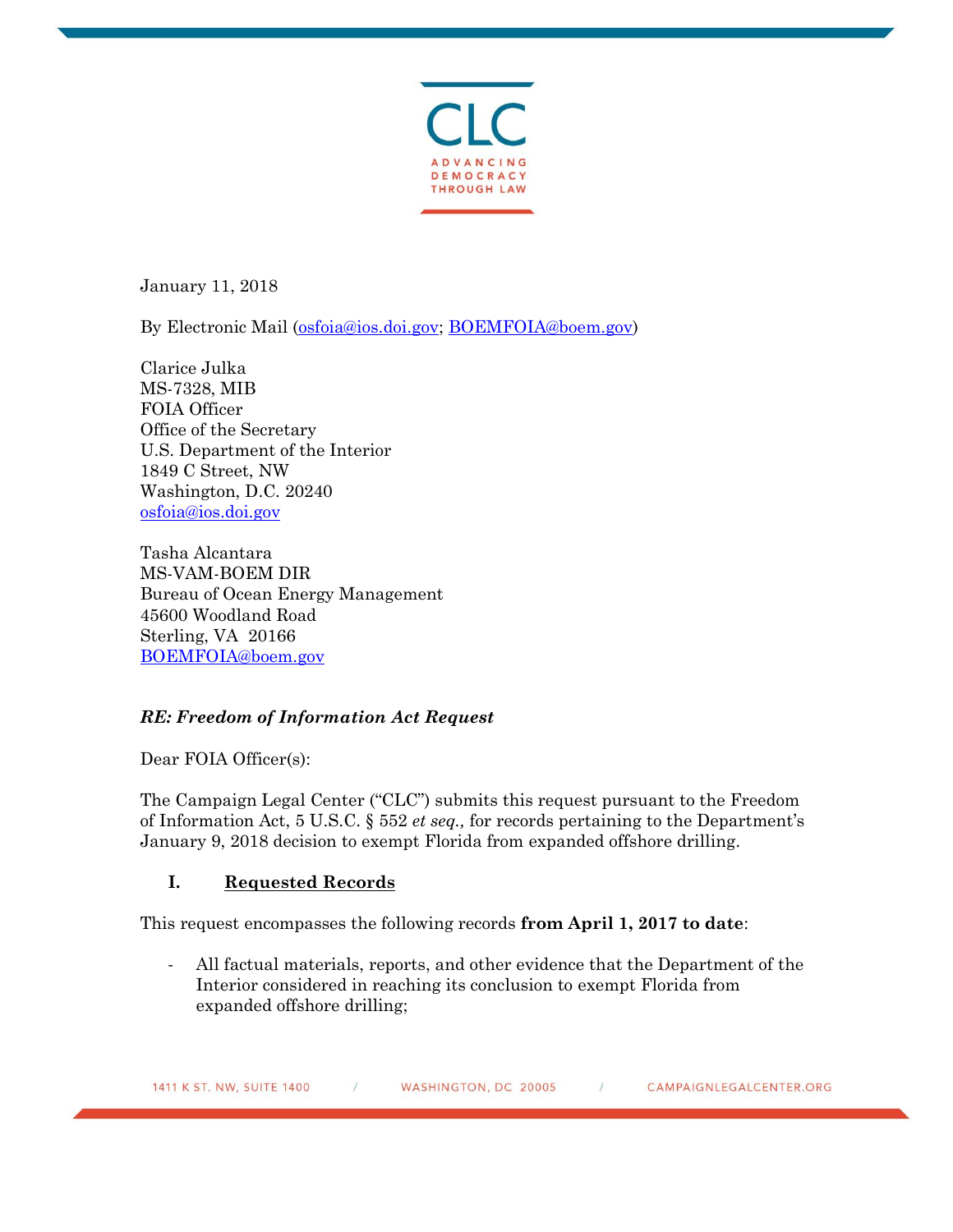CLC

ADVANCING DEMOCRACY THROUGH LAW

January 11, 2018

By Electronic Mail (osfoia@ios.doi.gov; BOEMFOIA@boem.gov)

Clarice Julka
MS-7328, MIB
FOIA Officer
Office of the Secretary
U.S. Department of the Interior
1849 C Street, NW
Washington, D.C. 20240
osfoia@ios.doi.gov

Tasha Alcantara
MS-VAM-BOEM DIR
Bureau of Ocean Energy Management
45600 Woodland Road
Sterling, VA 20166
BOEMFOIA@boem.gov

***RE: Freedom of Information Act Request***

Dear FOIA Officer(s):

The Campaign Legal Center ("CLC") submits this request pursuant to the Freedom of Information Act, 5 U.S.C. § 552 *et seq.,* for records pertaining to the Department's January 9, 2018 decision to exempt Florida from expanded offshore drilling.

## I. Requested Records

This request encompasses the following records **from April 1, 2017 to date**:

- All factual materials, reports, and other evidence that the Department of the Interior considered in reaching its conclusion to exempt Florida from expanded offshore drilling;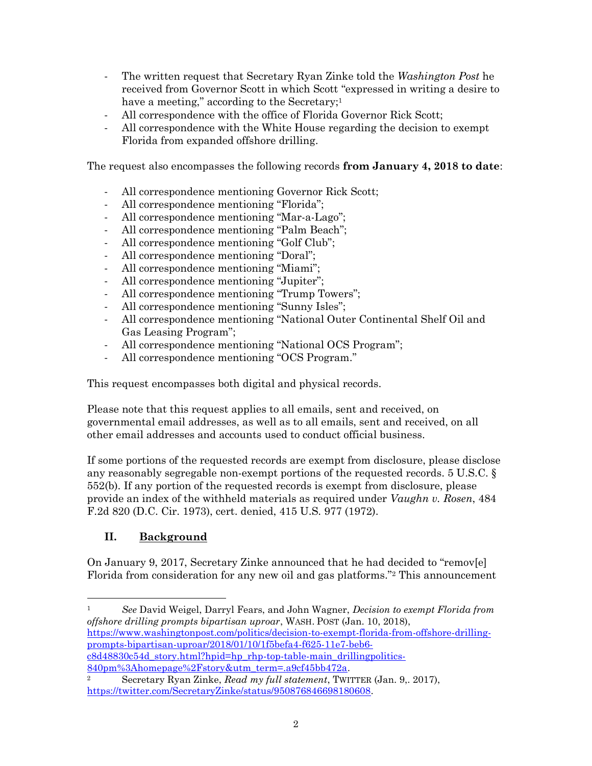- The written request that Secretary Ryan Zinke told the *Washington Post* he received from Governor Scott in which Scott "expressed in writing a desire to have a meeting," according to the Secretary;[1]
- All correspondence with the office of Florida Governor Rick Scott;
- All correspondence with the White House regarding the decision to exempt Florida from expanded offshore drilling.

The request also encompasses the following records **from January 4, 2018 to date**:

- All correspondence mentioning Governor Rick Scott;
- All correspondence mentioning "Florida";
- All correspondence mentioning "Mar-a-Lago";
- All correspondence mentioning "Palm Beach";
- All correspondence mentioning "Golf Club";
- All correspondence mentioning "Doral";
- All correspondence mentioning "Miami";
- All correspondence mentioning "Jupiter";
- All correspondence mentioning "Trump Towers";
- All correspondence mentioning "Sunny Isles";
- All correspondence mentioning "National Outer Continental Shelf Oil and Gas Leasing Program";
- All correspondence mentioning "National OCS Program";
- All correspondence mentioning "OCS Program."

This request encompasses both digital and physical records.

Please note that this request applies to all emails, sent and received, on governmental email addresses, as well as to all emails, sent and received, on all other email addresses and accounts used to conduct official business.

If some portions of the requested records are exempt from disclosure, please disclose any reasonably segregable non-exempt portions of the requested records. 5 U.S.C. § 552(b). If any portion of the requested records is exempt from disclosure, please provide an index of the withheld materials as required under *Vaughn v. Rosen*, 484 F.2d 820 (D.C. Cir. 1973), cert. denied, 415 U.S. 977 (1972).

## II. Background

On January 9, 2017, Secretary Zinke announced that he had decided to "remov[e] Florida from consideration for any new oil and gas platforms."[2] This announcement

---

[1] *See* David Weigel, Darryl Fears, and John Wagner, *Decision to exempt Florida from offshore drilling prompts bipartisan uproar*, WASH. POST (Jan. 10, 2018), https://www.washingtonpost.com/politics/decision-to-exempt-florida-from-offshore-drilling-prompts-bipartisan-uproar/2018/01/10/1f5befa4-f625-11e7-beb6-c8d48830c54d_story.html?hpid=hp_rhp-top-table-main_drillingpolitics-840pm%3Ahomepage%2Fstory&utm_term=.a9cf45bb472a.

[2] Secretary Ryan Zinke, *Read my full statement*, TWITTER (Jan. 9,. 2017), https://twitter.com/SecretaryZinke/status/950876846698180608.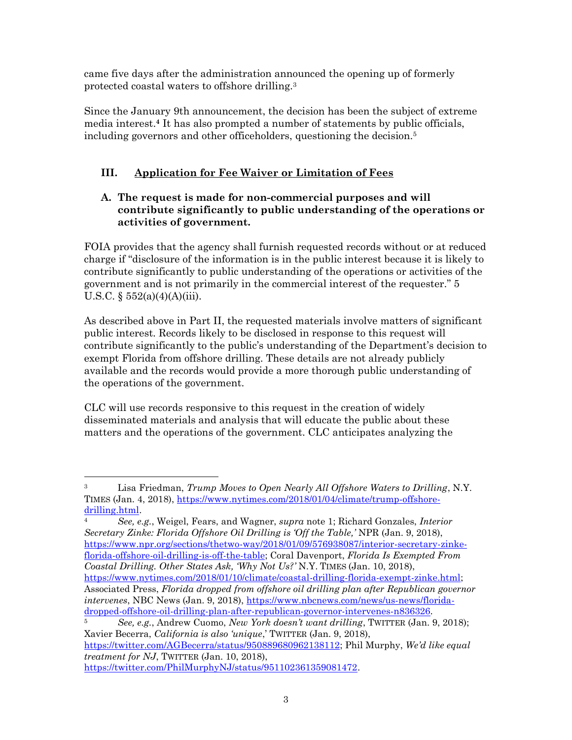came five days after the administration announced the opening up of formerly protected coastal waters to offshore drilling.[3]

Since the January 9th announcement, the decision has been the subject of extreme media interest.[4] It has also prompted a number of statements by public officials, including governors and other officeholders, questioning the decision.[5]

## III. Application for Fee Waiver or Limitation of Fees

### A. The request is made for non-commercial purposes and will contribute significantly to public understanding of the operations or activities of government.

FOIA provides that the agency shall furnish requested records without or at reduced charge if "disclosure of the information is in the public interest because it is likely to contribute significantly to public understanding of the operations or activities of the government and is not primarily in the commercial interest of the requester." 5 U.S.C. § 552(a)(4)(A)(iii).

As described above in Part II, the requested materials involve matters of significant public interest. Records likely to be disclosed in response to this request will contribute significantly to the public's understanding of the Department's decision to exempt Florida from offshore drilling. These details are not already publicly available and the records would provide a more thorough public understanding of the operations of the government.

CLC will use records responsive to this request in the creation of widely disseminated materials and analysis that will educate the public about these matters and the operations of the government. CLC anticipates analyzing the

---

[3] Lisa Friedman, *Trump Moves to Open Nearly All Offshore Waters to Drilling*, N.Y. TIMES (Jan. 4, 2018), https://www.nytimes.com/2018/01/04/climate/trump-offshore-drilling.html.

[4] *See, e.g.*, Weigel, Fears, and Wagner, *supra* note 1; Richard Gonzales, *Interior Secretary Zinke: Florida Offshore Oil Drilling is 'Off the Table,'* NPR (Jan. 9, 2018), https://www.npr.org/sections/thetwo-way/2018/01/09/576938087/interior-secretary-zinke-florida-offshore-oil-drilling-is-off-the-table; Coral Davenport, *Florida Is Exempted From Coastal Drilling. Other States Ask, 'Why Not Us?'* N.Y. TIMES (Jan. 10, 2018), https://www.nytimes.com/2018/01/10/climate/coastal-drilling-florida-exempt-zinke.html; Associated Press, *Florida dropped from offshore oil drilling plan after Republican governor intervenes*, NBC News (Jan. 9, 2018), https://www.nbcnews.com/news/us-news/florida-dropped-offshore-oil-drilling-plan-after-republican-governor-intervenes-n836326.

[5] *See, e.g.*, Andrew Cuomo, *New York doesn't want drilling*, TWITTER (Jan. 9, 2018); Xavier Becerra, *California is also 'unique*,' TWITTER (Jan. 9, 2018), https://twitter.com/AGBecerra/status/950889680962138112; Phil Murphy, *We'd like equal treatment for NJ*, TWITTER (Jan. 10, 2018), https://twitter.com/PhilMurphyNJ/status/951102361359081472.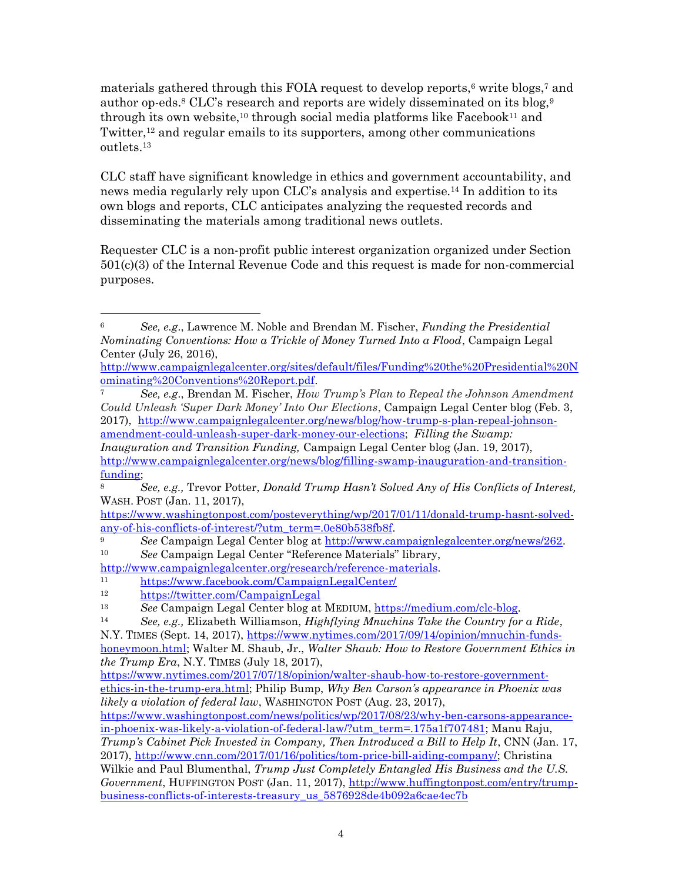materials gathered through this FOIA request to develop reports,[6] write blogs,[7] and author op-eds.[8] CLC's research and reports are widely disseminated on its blog,[9] through its own website,[10] through social media platforms like Facebook[11] and Twitter,[12] and regular emails to its supporters, among other communications outlets.[13]

CLC staff have significant knowledge in ethics and government accountability, and news media regularly rely upon CLC's analysis and expertise.[14] In addition to its own blogs and reports, CLC anticipates analyzing the requested records and disseminating the materials among traditional news outlets.

Requester CLC is a non-profit public interest organization organized under Section 501(c)(3) of the Internal Revenue Code and this request is made for non-commercial purposes.

---

[6] *See, e.g.*, Lawrence M. Noble and Brendan M. Fischer, *Funding the Presidential Nominating Conventions: How a Trickle of Money Turned Into a Flood*, Campaign Legal Center (July 26, 2016), http://www.campaignlegalcenter.org/sites/default/files/Funding%20the%20Presidential%20Nominating%20Conventions%20Report.pdf.

[7] *See, e.g.*, Brendan M. Fischer, *How Trump's Plan to Repeal the Johnson Amendment Could Unleash 'Super Dark Money' Into Our Elections*, Campaign Legal Center blog (Feb. 3, 2017), http://www.campaignlegalcenter.org/news/blog/how-trump-s-plan-repeal-johnson-amendment-could-unleash-super-dark-money-our-elections; *Filling the Swamp: Inauguration and Transition Funding,* Campaign Legal Center blog (Jan. 19, 2017), http://www.campaignlegalcenter.org/news/blog/filling-swamp-inauguration-and-transition-funding;

[8] *See, e.g.,* Trevor Potter, *Donald Trump Hasn't Solved Any of His Conflicts of Interest,* WASH. POST (Jan. 11, 2017), https://www.washingtonpost.com/posteverything/wp/2017/01/11/donald-trump-hasnt-solved-any-of-his-conflicts-of-interest/?utm_term=.0e80b538fb8f.

[9] *See* Campaign Legal Center blog at http://www.campaignlegalcenter.org/news/262.

[10] *See* Campaign Legal Center "Reference Materials" library, http://www.campaignlegalcenter.org/research/reference-materials.

[11] https://www.facebook.com/CampaignLegalCenter/

[12] https://twitter.com/CampaignLegal

[13] *See* Campaign Legal Center blog at MEDIUM, https://medium.com/clc-blog.

[14] *See, e.g.,* Elizabeth Williamson, *Highflying Mnuchins Take the Country for a Ride*, N.Y. TIMES (Sept. 14, 2017), https://www.nytimes.com/2017/09/14/opinion/mnuchin-funds-honeymoon.html; Walter M. Shaub, Jr., *Walter Shaub: How to Restore Government Ethics in the Trump Era*, N.Y. TIMES (July 18, 2017), https://www.nytimes.com/2017/07/18/opinion/walter-shaub-how-to-restore-government-ethics-in-the-trump-era.html; Philip Bump, *Why Ben Carson's appearance in Phoenix was likely a violation of federal law*, WASHINGTON POST (Aug. 23, 2017), https://www.washingtonpost.com/news/politics/wp/2017/08/23/why-ben-carsons-appearance-in-phoenix-was-likely-a-violation-of-federal-law/?utm_term=.175a1f707481; Manu Raju, *Trump's Cabinet Pick Invested in Company, Then Introduced a Bill to Help It*, CNN (Jan. 17, 2017), http://www.cnn.com/2017/01/16/politics/tom-price-bill-aiding-company/; Christina Wilkie and Paul Blumenthal, *Trump Just Completely Entangled His Business and the U.S. Government*, HUFFINGTON POST (Jan. 11, 2017), http://www.huffingtonpost.com/entry/trump-business-conflicts-of-interests-treasury_us_5876928de4b092a6cae4ec7b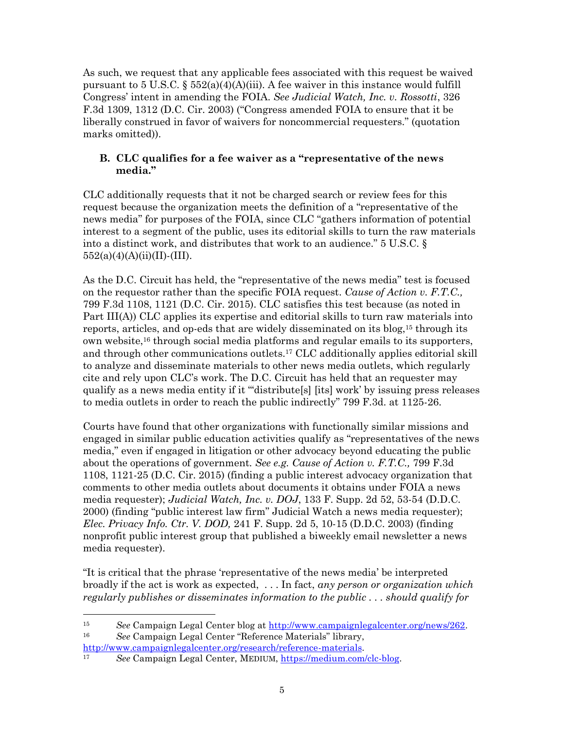As such, we request that any applicable fees associated with this request be waived pursuant to 5 U.S.C. § 552(a)(4)(A)(iii). A fee waiver in this instance would fulfill Congress' intent in amending the FOIA. *See Judicial Watch, Inc. v. Rossotti*, 326 F.3d 1309, 1312 (D.C. Cir. 2003) ("Congress amended FOIA to ensure that it be liberally construed in favor of waivers for noncommercial requesters." (quotation marks omitted)).

### B. CLC qualifies for a fee waiver as a "representative of the news media."

CLC additionally requests that it not be charged search or review fees for this request because the organization meets the definition of a "representative of the news media" for purposes of the FOIA, since CLC "gathers information of potential interest to a segment of the public, uses its editorial skills to turn the raw materials into a distinct work, and distributes that work to an audience." 5 U.S.C. § 552(a)(4)(A)(ii)(II)-(III).

As the D.C. Circuit has held, the "representative of the news media" test is focused on the requestor rather than the specific FOIA request. *Cause of Action v. F.T.C.,* 799 F.3d 1108, 1121 (D.C. Cir. 2015). CLC satisfies this test because (as noted in Part III(A)) CLC applies its expertise and editorial skills to turn raw materials into reports, articles, and op-eds that are widely disseminated on its blog,[15] through its own website,[16] through social media platforms and regular emails to its supporters, and through other communications outlets.[17] CLC additionally applies editorial skill to analyze and disseminate materials to other news media outlets, which regularly cite and rely upon CLC's work. The D.C. Circuit has held that an requester may qualify as a news media entity if it "'distribute[s] [its] work' by issuing press releases to media outlets in order to reach the public indirectly" 799 F.3d. at 1125-26.

Courts have found that other organizations with functionally similar missions and engaged in similar public education activities qualify as "representatives of the news media," even if engaged in litigation or other advocacy beyond educating the public about the operations of government. *See e.g. Cause of Action v. F.T.C.,* 799 F.3d 1108, 1121-25 (D.C. Cir. 2015) (finding a public interest advocacy organization that comments to other media outlets about documents it obtains under FOIA a news media requester); *Judicial Watch, Inc. v. DOJ*, 133 F. Supp. 2d 52, 53-54 (D.D.C. 2000) (finding "public interest law firm" Judicial Watch a news media requester); *Elec. Privacy Info. Ctr. V. DOD,* 241 F. Supp. 2d 5, 10-15 (D.D.C. 2003) (finding nonprofit public interest group that published a biweekly email newsletter a news media requester).

"It is critical that the phrase 'representative of the news media' be interpreted broadly if the act is work as expected, . . . In fact, *any person or organization which regularly publishes or disseminates information to the public . . . should qualify for*

---

[15] *See* Campaign Legal Center blog at http://www.campaignlegalcenter.org/news/262.

[16] *See* Campaign Legal Center "Reference Materials" library, http://www.campaignlegalcenter.org/research/reference-materials.

[17] *See* Campaign Legal Center, MEDIUM, https://medium.com/clc-blog.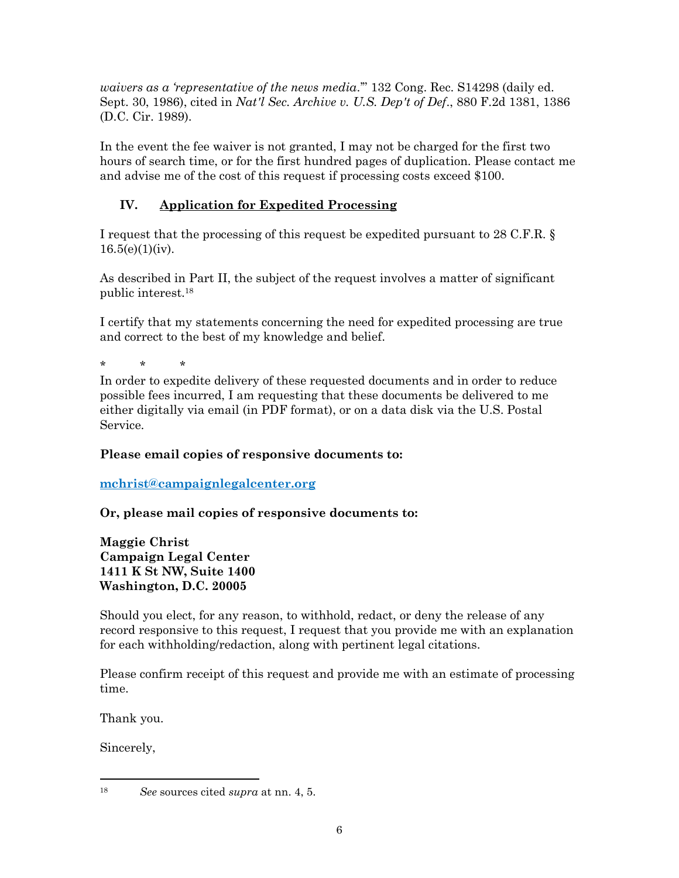*waivers as a 'representative of the news media*.'" 132 Cong. Rec. S14298 (daily ed. Sept. 30, 1986), cited in *Nat'l Sec. Archive v. U.S. Dep't of Def*., 880 F.2d 1381, 1386 (D.C. Cir. 1989).

In the event the fee waiver is not granted, I may not be charged for the first two hours of search time, or for the first hundred pages of duplication. Please contact me and advise me of the cost of this request if processing costs exceed $100.

## IV. Application for Expedited Processing

I request that the processing of this request be expedited pursuant to 28 C.F.R. § 16.5(e)(1)(iv).

As described in Part II, the subject of the request involves a matter of significant public interest.[18]

I certify that my statements concerning the need for expedited processing are true and correct to the best of my knowledge and belief.

\* \* \*

In order to expedite delivery of these requested documents and in order to reduce possible fees incurred, I am requesting that these documents be delivered to me either digitally via email (in PDF format), or on a data disk via the U.S. Postal Service.

**Please email copies of responsive documents to:**

**mchrist@campaignlegalcenter.org**

**Or, please mail copies of responsive documents to:**

**Maggie Christ**
**Campaign Legal Center**
**1411 K St NW, Suite 1400**
**Washington, D.C. 20005**

Should you elect, for any reason, to withhold, redact, or deny the release of any record responsive to this request, I request that you provide me with an explanation for each withholding/redaction, along with pertinent legal citations.

Please confirm receipt of this request and provide me with an estimate of processing time.

Thank you.

Sincerely,

---

[18] *See* sources cited *supra* at nn. 4, 5.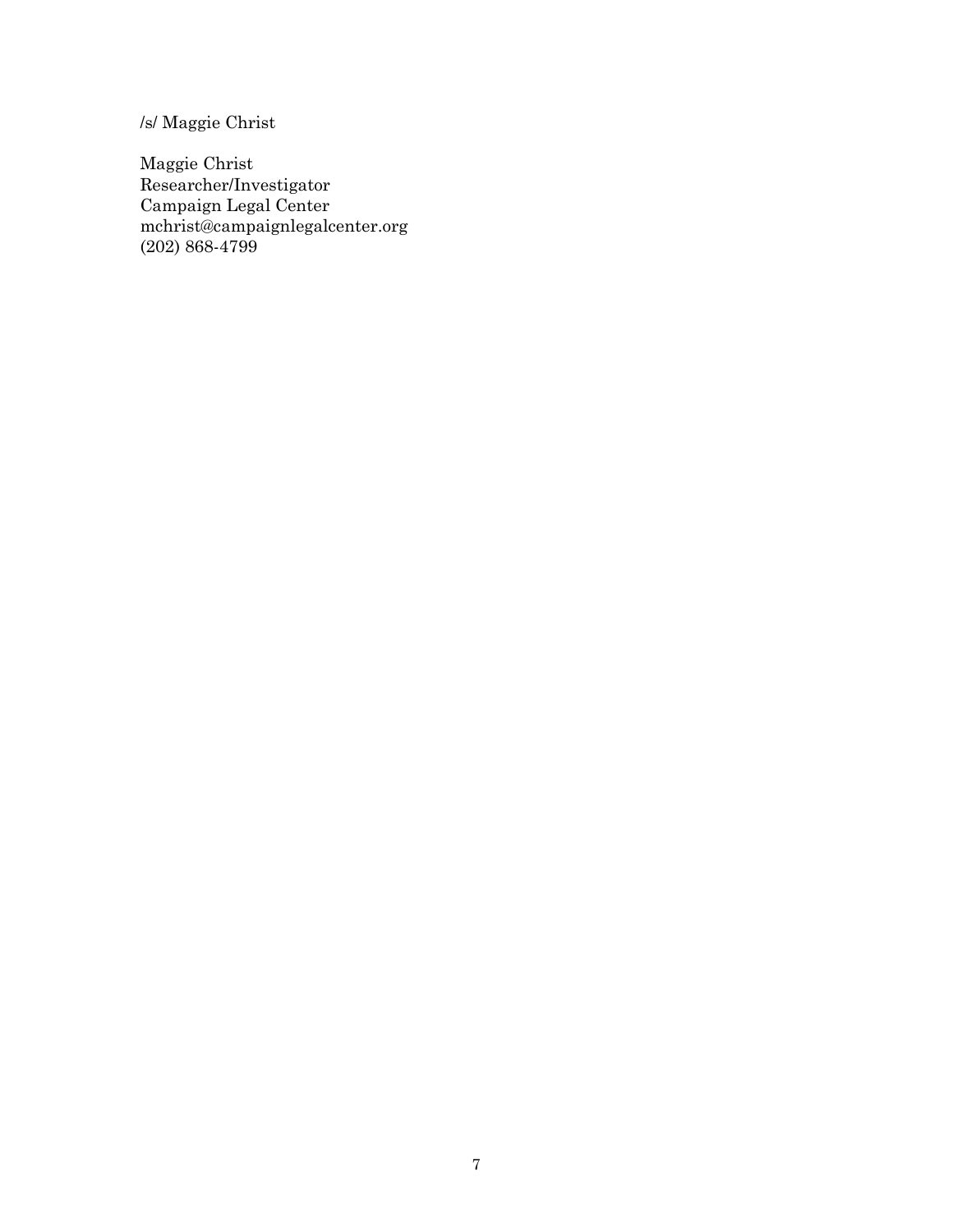/s/ Maggie Christ

Maggie Christ  
Researcher/Investigator  
Campaign Legal Center  
mchrist@campaignlegalcenter.org  
(202) 868-4799